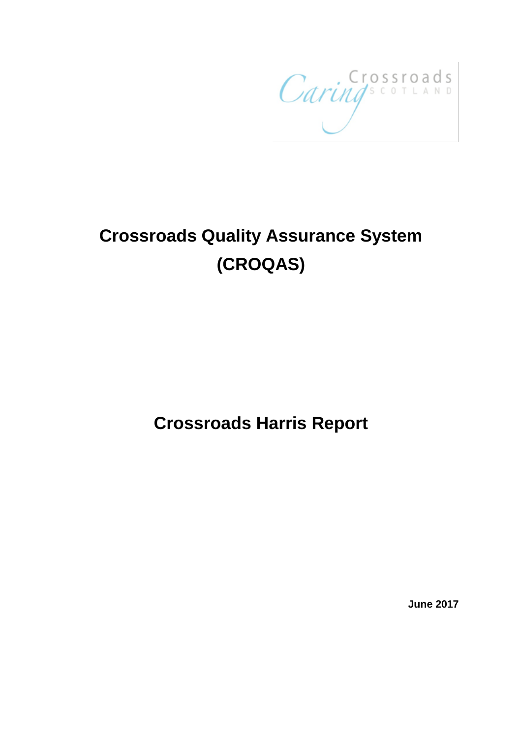Caring Crossroads SCOTLAND

# Crossroads Quality Assurance System (CROQAS)

# Crossroads Harris Report

**June 2017**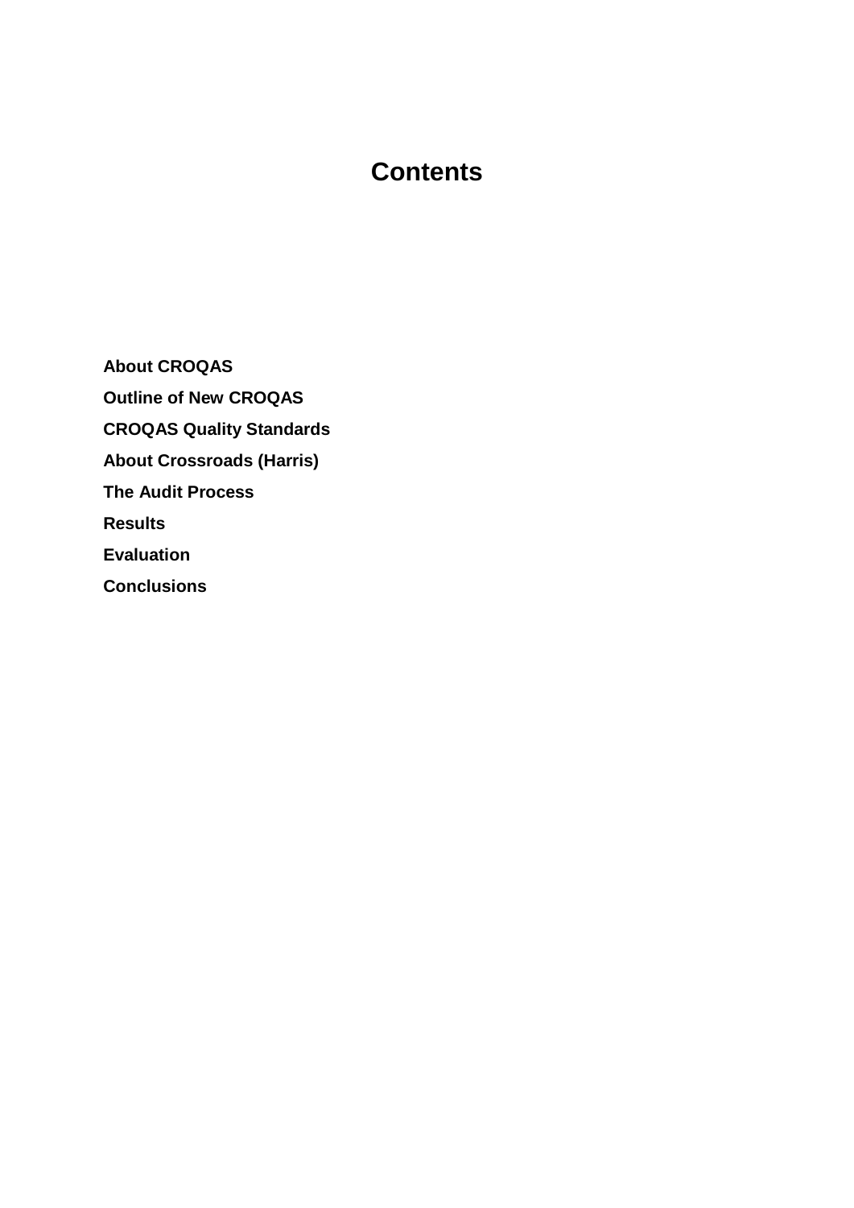# Contents

**About CROQAS**

**Outline of New CROQAS**

**CROQAS Quality Standards**

**About Crossroads (Harris)**

**The Audit Process**

**Results**

**Evaluation**

**Conclusions**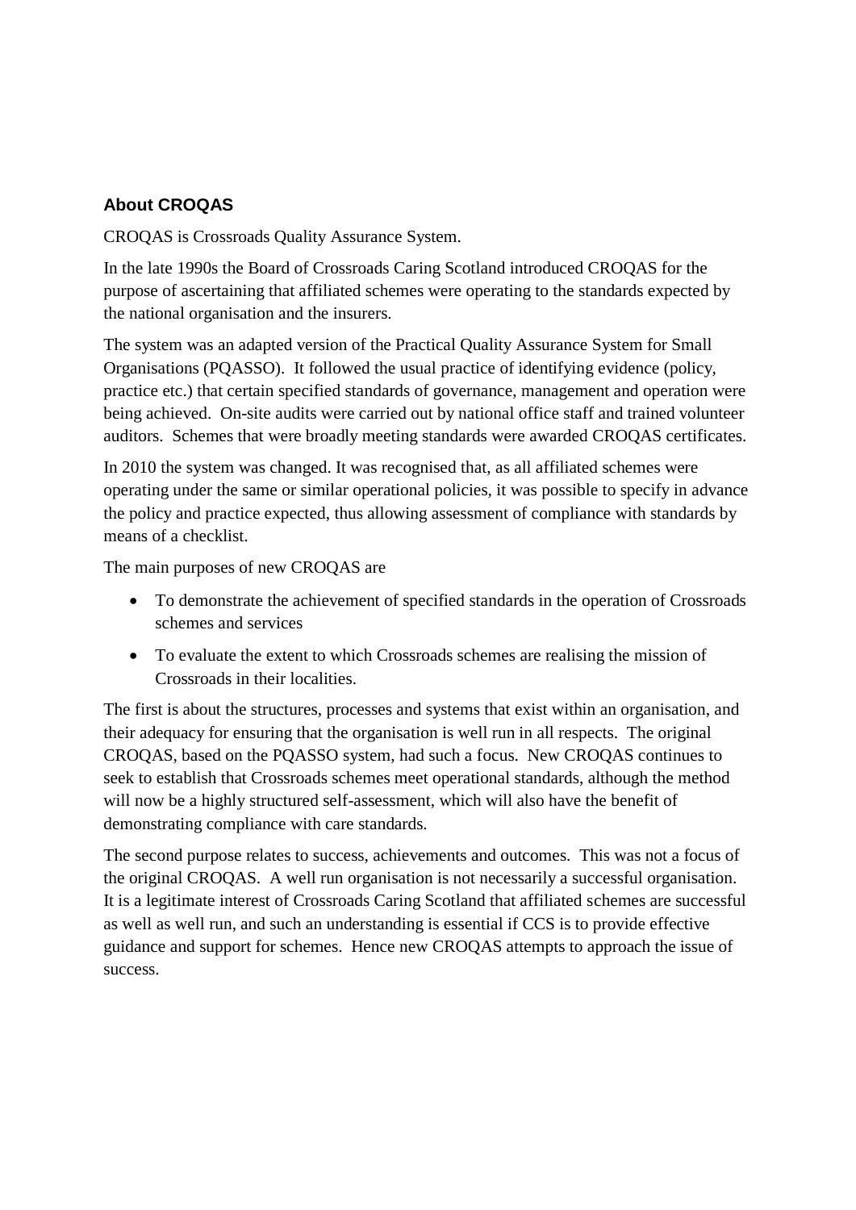## About CROQAS

CROQAS is Crossroads Quality Assurance System.

In the late 1990s the Board of Crossroads Caring Scotland introduced CROQAS for the purpose of ascertaining that affiliated schemes were operating to the standards expected by the national organisation and the insurers.

The system was an adapted version of the Practical Quality Assurance System for Small Organisations (PQASSO). It followed the usual practice of identifying evidence (policy, practice etc.) that certain specified standards of governance, management and operation were being achieved. On-site audits were carried out by national office staff and trained volunteer auditors. Schemes that were broadly meeting standards were awarded CROQAS certificates.

In 2010 the system was changed. It was recognised that, as all affiliated schemes were operating under the same or similar operational policies, it was possible to specify in advance the policy and practice expected, thus allowing assessment of compliance with standards by means of a checklist.

The main purposes of new CROQAS are

- To demonstrate the achievement of specified standards in the operation of Crossroads schemes and services
- To evaluate the extent to which Crossroads schemes are realising the mission of Crossroads in their localities.

The first is about the structures, processes and systems that exist within an organisation, and their adequacy for ensuring that the organisation is well run in all respects. The original CROQAS, based on the PQASSO system, had such a focus. New CROQAS continues to seek to establish that Crossroads schemes meet operational standards, although the method will now be a highly structured self-assessment, which will also have the benefit of demonstrating compliance with care standards.

The second purpose relates to success, achievements and outcomes. This was not a focus of the original CROQAS. A well run organisation is not necessarily a successful organisation. It is a legitimate interest of Crossroads Caring Scotland that affiliated schemes are successful as well as well run, and such an understanding is essential if CCS is to provide effective guidance and support for schemes. Hence new CROQAS attempts to approach the issue of success.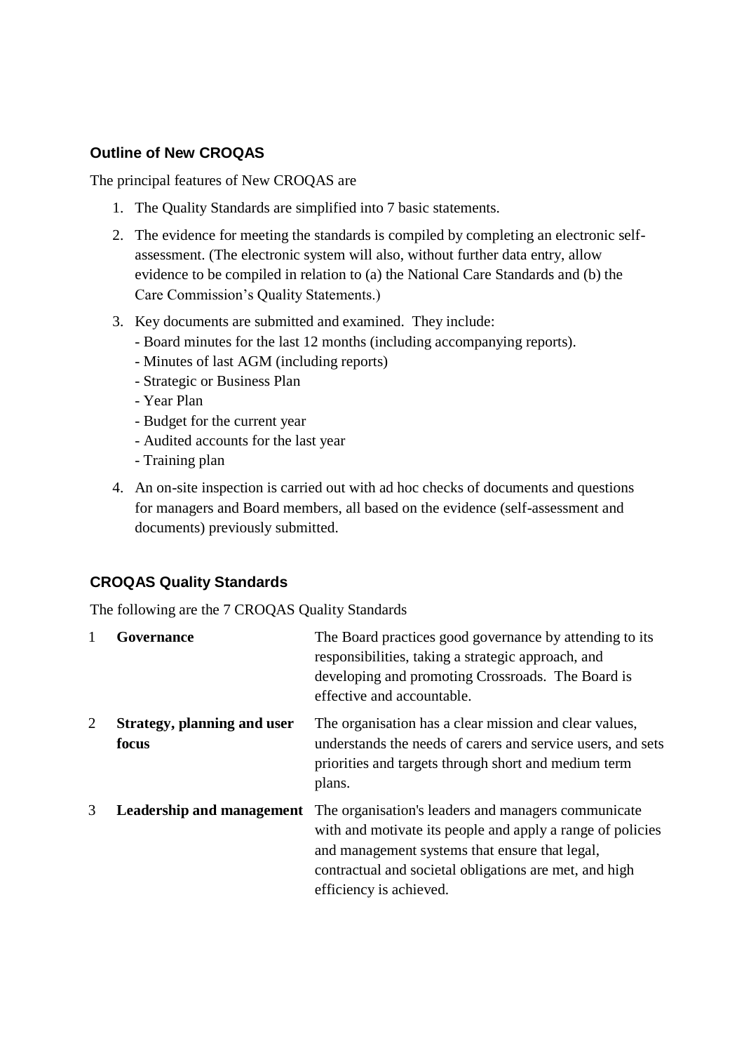### Outline of New CROQAS

The principal features of New CROQAS are

1. The Quality Standards are simplified into 7 basic statements.
2. The evidence for meeting the standards is compiled by completing an electronic self-assessment. (The electronic system will also, without further data entry, allow evidence to be compiled in relation to (a) the National Care Standards and (b) the Care Commission's Quality Statements.)
3. Key documents are submitted and examined. They include:
   - Board minutes for the last 12 months (including accompanying reports).
   - Minutes of last AGM (including reports)
   - Strategic or Business Plan
   - Year Plan
   - Budget for the current year
   - Audited accounts for the last year
   - Training plan
4. An on-site inspection is carried out with ad hoc checks of documents and questions for managers and Board members, all based on the evidence (self-assessment and documents) previously submitted.

### CROQAS Quality Standards

The following are the 7 CROQAS Quality Standards

| | | |
|---|---|---|
| 1 | **Governance** | The Board practices good governance by attending to its responsibilities, taking a strategic approach, and developing and promoting Crossroads. The Board is effective and accountable. |
| 2 | **Strategy, planning and user focus** | The organisation has a clear mission and clear values, understands the needs of carers and service users, and sets priorities and targets through short and medium term plans. |
| 3 | **Leadership and management** | The organisation's leaders and managers communicate with and motivate its people and apply a range of policies and management systems that ensure that legal, contractual and societal obligations are met, and high efficiency is achieved. |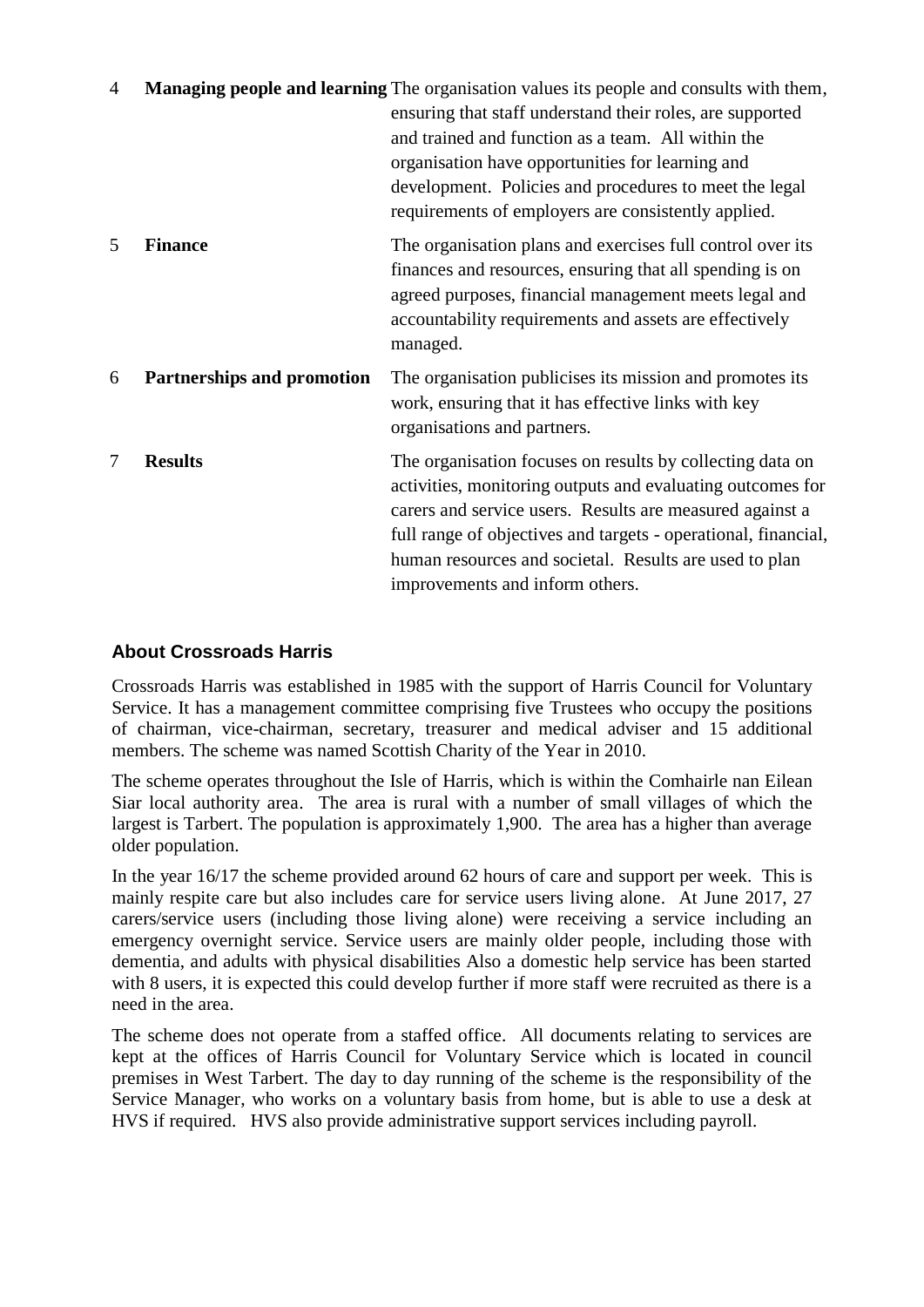| | | |
|---|---|---|
| 4 | **Managing people and learning** | The organisation values its people and consults with them, ensuring that staff understand their roles, are supported and trained and function as a team. All within the organisation have opportunities for learning and development. Policies and procedures to meet the legal requirements of employers are consistently applied. |
| 5 | **Finance** | The organisation plans and exercises full control over its finances and resources, ensuring that all spending is on agreed purposes, financial management meets legal and accountability requirements and assets are effectively managed. |
| 6 | **Partnerships and promotion** | The organisation publicises its mission and promotes its work, ensuring that it has effective links with key organisations and partners. |
| 7 | **Results** | The organisation focuses on results by collecting data on activities, monitoring outputs and evaluating outcomes for carers and service users. Results are measured against a full range of objectives and targets - operational, financial, human resources and societal. Results are used to plan improvements and inform others. |

## About Crossroads Harris

Crossroads Harris was established in 1985 with the support of Harris Council for Voluntary Service. It has a management committee comprising five Trustees who occupy the positions of chairman, vice-chairman, secretary, treasurer and medical adviser and 15 additional members. The scheme was named Scottish Charity of the Year in 2010.

The scheme operates throughout the Isle of Harris, which is within the Comhairle nan Eilean Siar local authority area. The area is rural with a number of small villages of which the largest is Tarbert. The population is approximately 1,900. The area has a higher than average older population.

In the year 16/17 the scheme provided around 62 hours of care and support per week. This is mainly respite care but also includes care for service users living alone. At June 2017, 27 carers/service users (including those living alone) were receiving a service including an emergency overnight service. Service users are mainly older people, including those with dementia, and adults with physical disabilities Also a domestic help service has been started with 8 users, it is expected this could develop further if more staff were recruited as there is a need in the area.

The scheme does not operate from a staffed office. All documents relating to services are kept at the offices of Harris Council for Voluntary Service which is located in council premises in West Tarbert. The day to day running of the scheme is the responsibility of the Service Manager, who works on a voluntary basis from home, but is able to use a desk at HVS if required. HVS also provide administrative support services including payroll.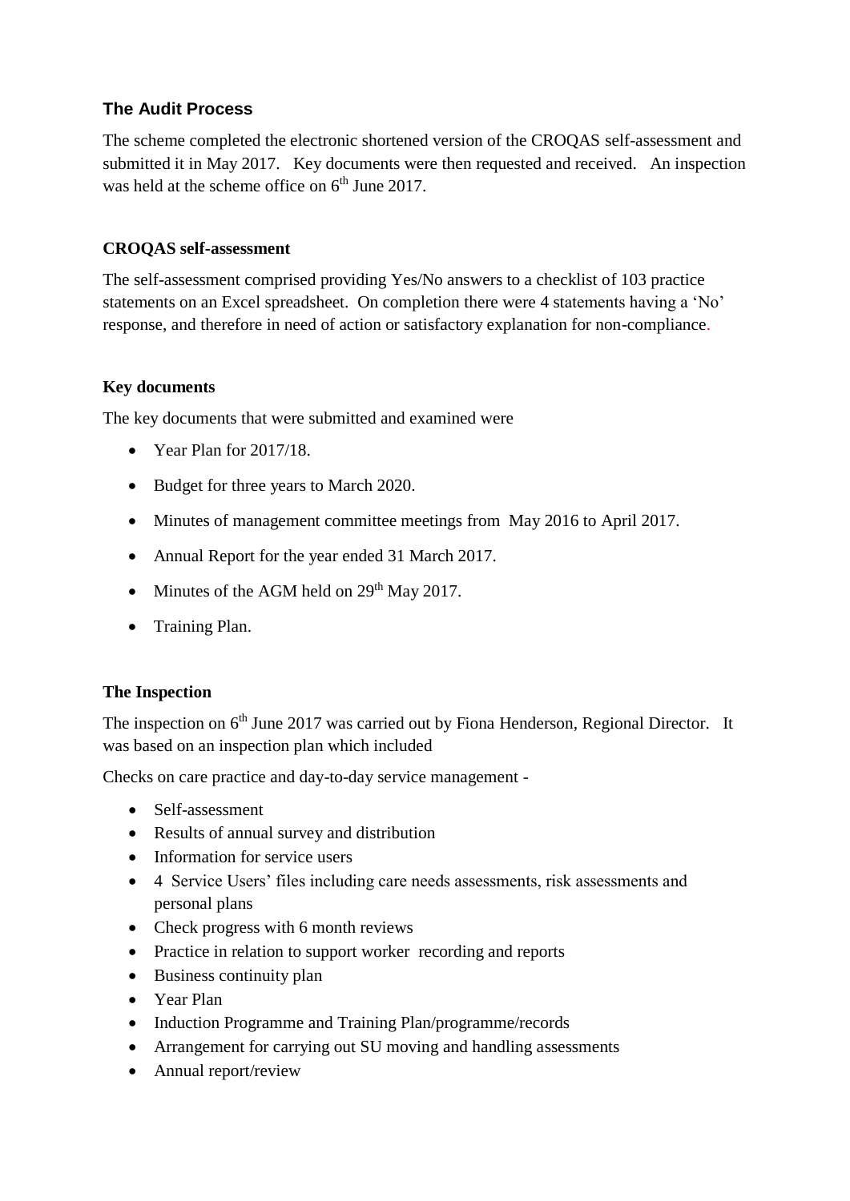## The Audit Process

The scheme completed the electronic shortened version of the CROQAS self-assessment and submitted it in May 2017. Key documents were then requested and received. An inspection was held at the scheme office on 6th June 2017.

### CROQAS self-assessment

The self-assessment comprised providing Yes/No answers to a checklist of 103 practice statements on an Excel spreadsheet. On completion there were 4 statements having a 'No' response, and therefore in need of action or satisfactory explanation for non-compliance.

### Key documents

The key documents that were submitted and examined were

- Year Plan for 2017/18.
- Budget for three years to March 2020.
- Minutes of management committee meetings from May 2016 to April 2017.
- Annual Report for the year ended 31 March 2017.
- Minutes of the AGM held on 29th May 2017.
- Training Plan.

### The Inspection

The inspection on 6th June 2017 was carried out by Fiona Henderson, Regional Director. It was based on an inspection plan which included

Checks on care practice and day-to-day service management -

- Self-assessment
- Results of annual survey and distribution
- Information for service users
- 4 Service Users' files including care needs assessments, risk assessments and personal plans
- Check progress with 6 month reviews
- Practice in relation to support worker recording and reports
- Business continuity plan
- Year Plan
- Induction Programme and Training Plan/programme/records
- Arrangement for carrying out SU moving and handling assessments
- Annual report/review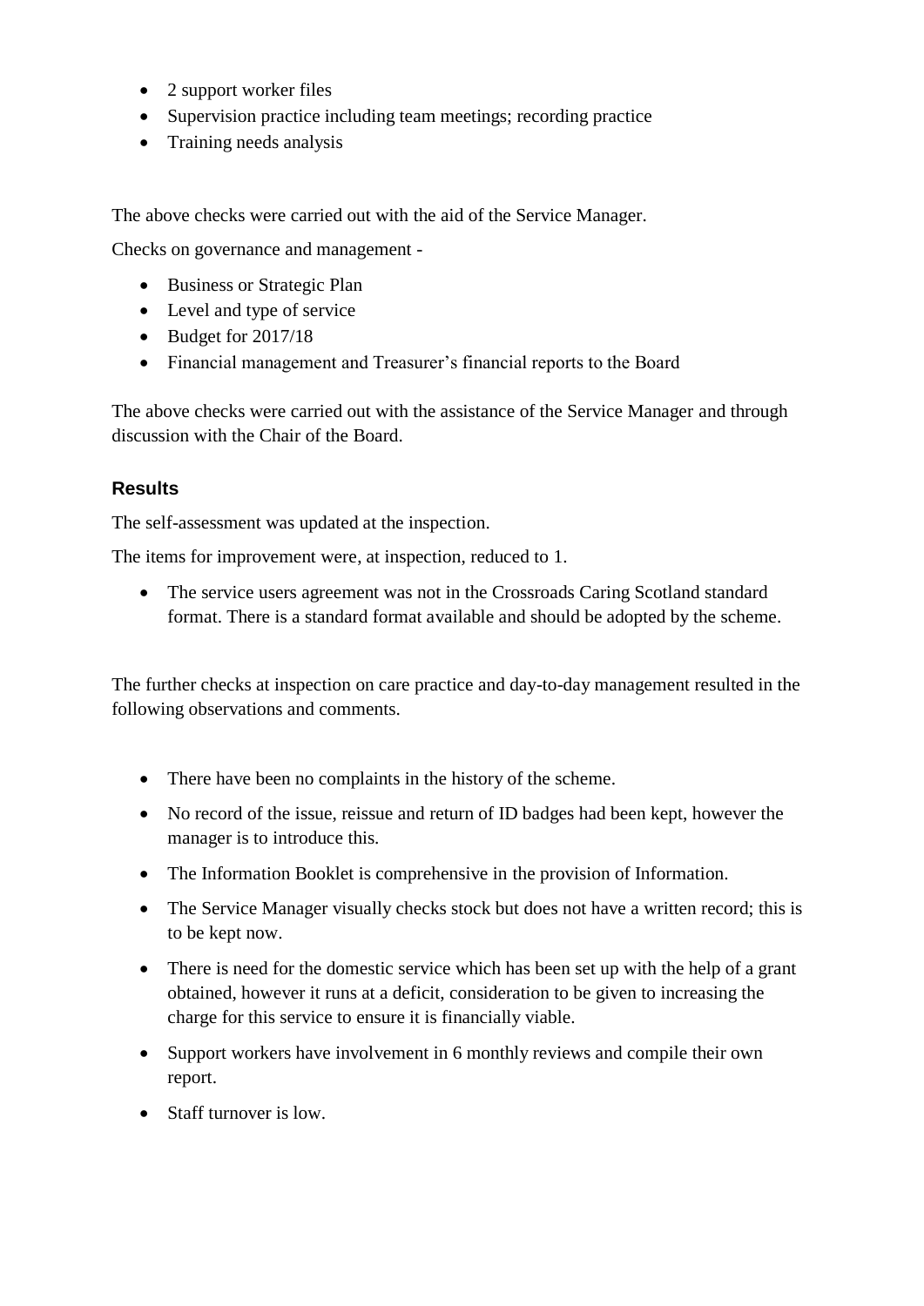- 2 support worker files
- Supervision practice including team meetings; recording practice
- Training needs analysis

The above checks were carried out with the aid of the Service Manager.

Checks on governance and management -

- Business or Strategic Plan
- Level and type of service
- Budget for 2017/18
- Financial management and Treasurer's financial reports to the Board

The above checks were carried out with the assistance of the Service Manager and through discussion with the Chair of the Board.

### Results

The self-assessment was updated at the inspection.

The items for improvement were, at inspection, reduced to 1.

- The service users agreement was not in the Crossroads Caring Scotland standard format. There is a standard format available and should be adopted by the scheme.

The further checks at inspection on care practice and day-to-day management resulted in the following observations and comments.

- There have been no complaints in the history of the scheme.
- No record of the issue, reissue and return of ID badges had been kept, however the manager is to introduce this.
- The Information Booklet is comprehensive in the provision of Information.
- The Service Manager visually checks stock but does not have a written record; this is to be kept now.
- There is need for the domestic service which has been set up with the help of a grant obtained, however it runs at a deficit, consideration to be given to increasing the charge for this service to ensure it is financially viable.
- Support workers have involvement in 6 monthly reviews and compile their own report.
- Staff turnover is low.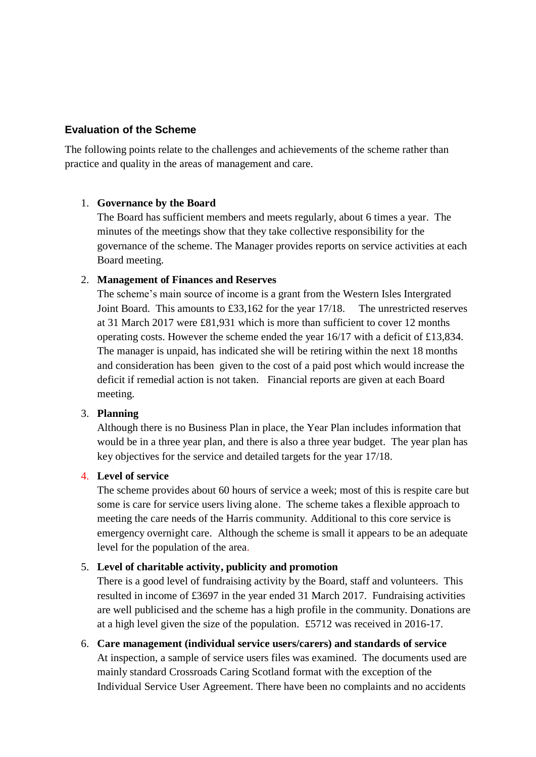### Evaluation of the Scheme

The following points relate to the challenges and achievements of the scheme rather than practice and quality in the areas of management and care.

1. **Governance by the Board**
   The Board has sufficient members and meets regularly, about 6 times a year. The minutes of the meetings show that they take collective responsibility for the governance of the scheme. The Manager provides reports on service activities at each Board meeting.

2. **Management of Finances and Reserves**
   The scheme's main source of income is a grant from the Western Isles Intergrated Joint Board. This amounts to £33,162 for the year 17/18. The unrestricted reserves at 31 March 2017 were £81,931 which is more than sufficient to cover 12 months operating costs. However the scheme ended the year 16/17 with a deficit of £13,834. The manager is unpaid, has indicated she will be retiring within the next 18 months and consideration has been given to the cost of a paid post which would increase the deficit if remedial action is not taken. Financial reports are given at each Board meeting.

3. **Planning**
   Although there is no Business Plan in place, the Year Plan includes information that would be in a three year plan, and there is also a three year budget. The year plan has key objectives for the service and detailed targets for the year 17/18.

4. **Level of service**
   The scheme provides about 60 hours of service a week; most of this is respite care but some is care for service users living alone. The scheme takes a flexible approach to meeting the care needs of the Harris community. Additional to this core service is emergency overnight care. Although the scheme is small it appears to be an adequate level for the population of the area.

5. **Level of charitable activity, publicity and promotion**
   There is a good level of fundraising activity by the Board, staff and volunteers. This resulted in income of £3697 in the year ended 31 March 2017. Fundraising activities are well publicised and the scheme has a high profile in the community. Donations are at a high level given the size of the population. £5712 was received in 2016-17.

6. **Care management (individual service users/carers) and standards of service**
   At inspection, a sample of service users files was examined. The documents used are mainly standard Crossroads Caring Scotland format with the exception of the Individual Service User Agreement. There have been no complaints and no accidents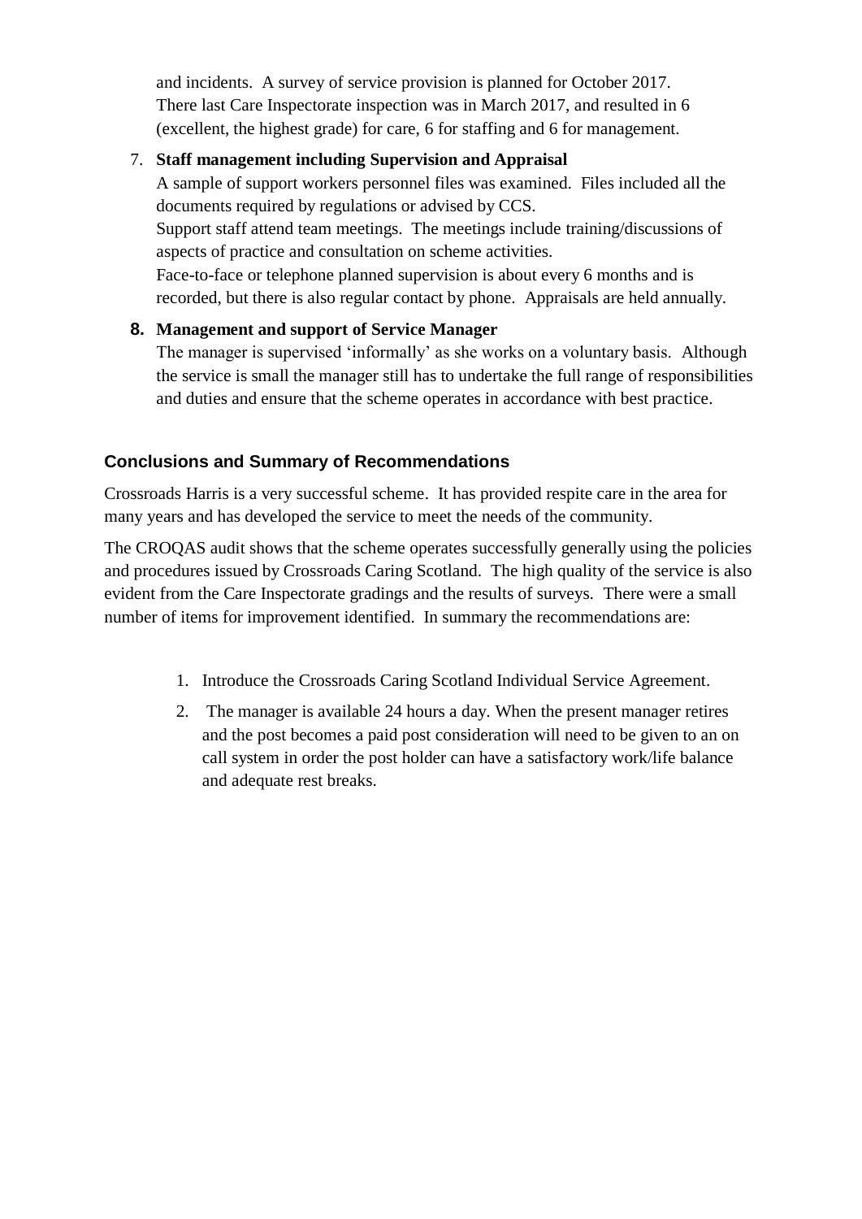and incidents. A survey of service provision is planned for October 2017. There last Care Inspectorate inspection was in March 2017, and resulted in 6 (excellent, the highest grade) for care, 6 for staffing and 6 for management.

7. **Staff management including Supervision and Appraisal**
   A sample of support workers personnel files was examined. Files included all the documents required by regulations or advised by CCS.
   Support staff attend team meetings. The meetings include training/discussions of aspects of practice and consultation on scheme activities.
   Face-to-face or telephone planned supervision is about every 6 months and is recorded, but there is also regular contact by phone. Appraisals are held annually.

8. **Management and support of Service Manager**
   The manager is supervised 'informally' as she works on a voluntary basis. Although the service is small the manager still has to undertake the full range of responsibilities and duties and ensure that the scheme operates in accordance with best practice.

### Conclusions and Summary of Recommendations

Crossroads Harris is a very successful scheme. It has provided respite care in the area for many years and has developed the service to meet the needs of the community.

The CROQAS audit shows that the scheme operates successfully generally using the policies and procedures issued by Crossroads Caring Scotland. The high quality of the service is also evident from the Care Inspectorate gradings and the results of surveys. There were a small number of items for improvement identified. In summary the recommendations are:

1. Introduce the Crossroads Caring Scotland Individual Service Agreement.
2. The manager is available 24 hours a day. When the present manager retires and the post becomes a paid post consideration will need to be given to an on call system in order the post holder can have a satisfactory work/life balance and adequate rest breaks.